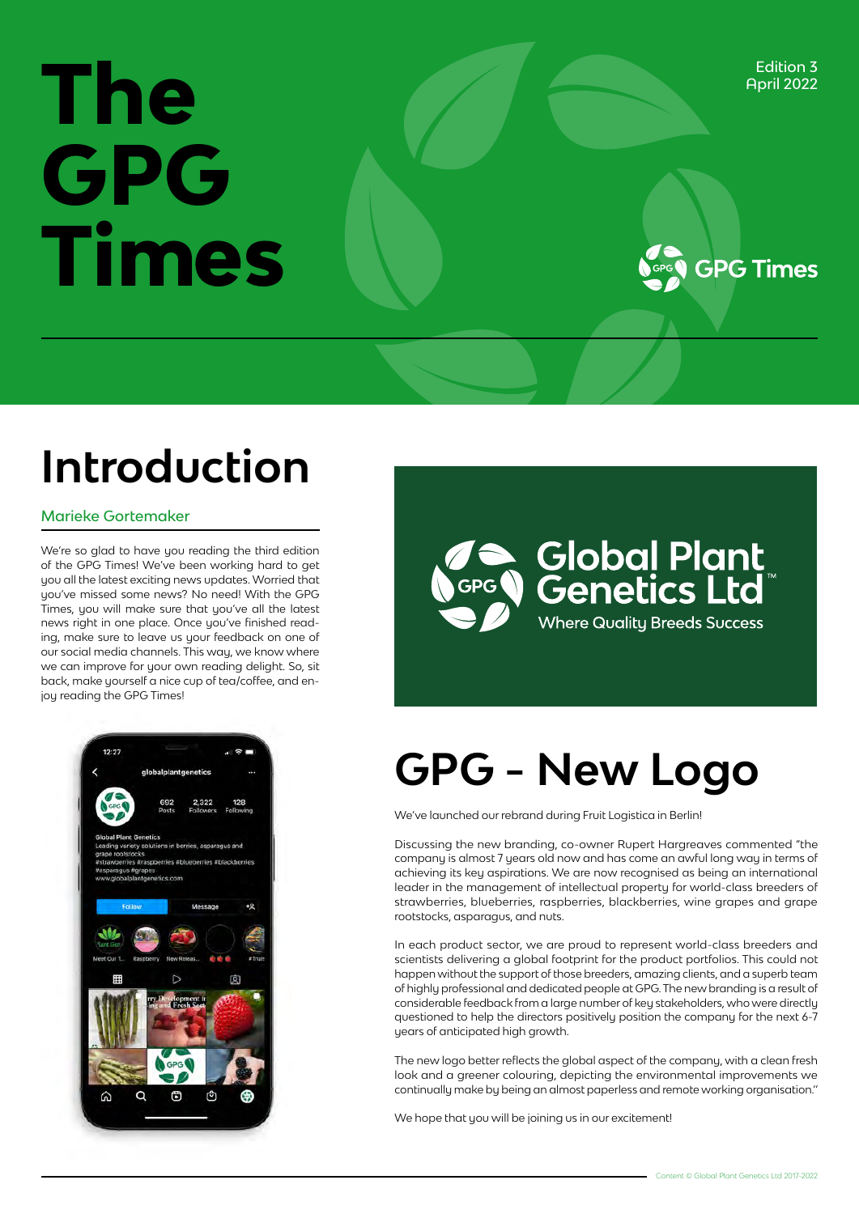# The GPG Times

Edition 3
April 2022

GPG Times

## Introduction

Marieke Gortemaker

We're so glad to have you reading the third edition of the GPG Times! We've been working hard to get you all the latest exciting news updates. Worried that you've missed some news? No need! With the GPG Times, you will make sure that you've all the latest news right in one place. Once you've finished reading, make sure to leave us your feedback on one of our social media channels. This way, we know where we can improve for your own reading delight. So, sit back, make yourself a nice cup of tea/coffee, and enjoy reading the GPG Times!

Global Plant Genetics Ltd™
Where Quality Breeds Success

## GPG - New Logo

We've launched our rebrand during Fruit Logistica in Berlin!

Discussing the new branding, co-owner Rupert Hargreaves commented "the company is almost 7 years old now and has come an awful long way in terms of achieving its key aspirations. We are now recognised as being an international leader in the management of intellectual property for world-class breeders of strawberries, blueberries, raspberries, blackberries, wine grapes and grape rootstocks, asparagus, and nuts.

In each product sector, we are proud to represent world-class breeders and scientists delivering a global footprint for the product portfolios. This could not happen without the support of those breeders, amazing clients, and a superb team of highly professional and dedicated people at GPG. The new branding is a result of considerable feedback from a large number of key stakeholders, who were directly questioned to help the directors positively position the company for the next 6-7 years of anticipated high growth.

The new logo better reflects the global aspect of the company, with a clean fresh look and a greener colouring, depicting the environmental improvements we continually make by being an almost paperless and remote working organisation."

We hope that you will be joining us in our excitement!

Content © Global Plant Genetics Ltd 2017-2022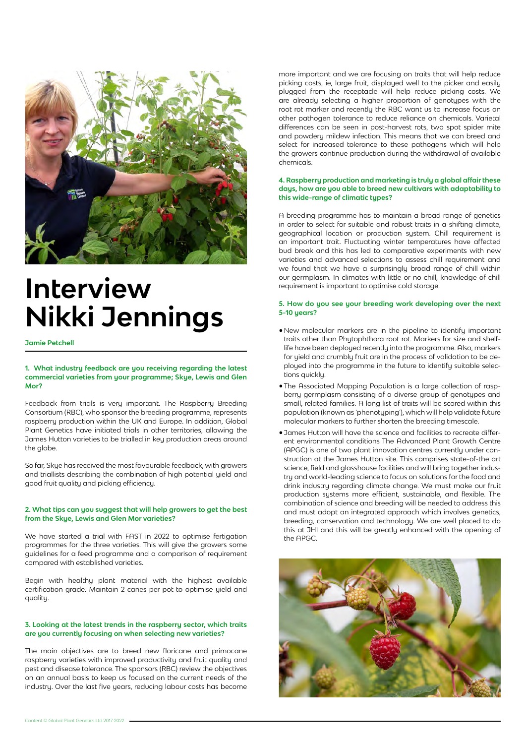# Interview Nikki Jennings

**Jamie Petchell**

### 1. What industry feedback are you receiving regarding the latest commercial varieties from your programme; Skye, Lewis and Glen Mor?

Feedback from trials is very important. The Raspberry Breeding Consortium (RBC), who sponsor the breeding programme, represents raspberry production within the UK and Europe. In addition, Global Plant Genetics have initiated trials in other territories, allowing the James Hutton varieties to be trialled in key production areas around the globe.

So far, Skye has received the most favourable feedback, with growers and triallists describing the combination of high potential yield and good fruit quality and picking efficiency.

### 2. What tips can you suggest that will help growers to get the best from the Skye, Lewis and Glen Mor varieties?

We have started a trial with FAST in 2022 to optimise fertigation programmes for the three varieties. This will give the growers some guidelines for a feed programme and a comparison of requirement compared with established varieties.

Begin with healthy plant material with the highest available certification grade. Maintain 2 canes per pot to optimise yield and quality.

### 3. Looking at the latest trends in the raspberry sector, which traits are you currently focusing on when selecting new varieties?

The main objectives are to breed new floricane and primocane raspberry varieties with improved productivity and fruit quality and pest and disease tolerance. The sponsors (RBC) review the objectives on an annual basis to keep us focused on the current needs of the industry. Over the last five years, reducing labour costs has become more important and we are focusing on traits that will help reduce picking costs, ie, large fruit, displayed well to the picker and easily plugged from the receptacle will help reduce picking costs. We are already selecting a higher proportion of genotypes with the root rot marker and recently the RBC want us to increase focus on other pathogen tolerance to reduce reliance on chemicals. Varietal differences can be seen in post-harvest rots, two spot spider mite and powdery mildew infection. This means that we can breed and select for increased tolerance to these pathogens which will help the growers continue production during the withdrawal of available chemicals.

### 4. Raspberry production and marketing is truly a global affair these days, how are you able to breed new cultivars with adaptability to this wide-range of climatic types?

A breeding programme has to maintain a broad range of genetics in order to select for suitable and robust traits in a shifting climate, geographical location or production system. Chill requirement is an important trait. Fluctuating winter temperatures have affected bud break and this has led to comparative experiments with new varieties and advanced selections to assess chill requirement and we found that we have a surprisingly broad range of chill within our germplasm. In climates with little or no chill, knowledge of chill requirement is important to optimise cold storage.

### 5. How do you see your breeding work developing over the next 5-10 years?

- New molecular markers are in the pipeline to identify important traits other than Phytophthora root rot. Markers for size and shelf-life have been deployed recently into the programme. Also, markers for yield and crumbly fruit are in the process of validation to be deployed into the programme in the future to identify suitable selections quickly.
- The Associated Mapping Population is a large collection of raspberry germplasm consisting of a diverse group of genotypes and small, related families. A long list of traits will be scored within this population (known as 'phenotyping'), which will help validate future molecular markers to further shorten the breeding timescale.
- James Hutton will have the science and facilities to recreate different environmental conditions The Advanced Plant Growth Centre (APGC) is one of two plant innovation centres currently under construction at the James Hutton site. This comprises state-of-the art science, field and glasshouse facilities and will bring together industry and world-leading science to focus on solutions for the food and drink industry regarding climate change. We must make our fruit production systems more efficient, sustainable, and flexible. The combination of science and breeding will be needed to address this and must adopt an integrated approach which involves genetics, breeding, conservation and technology. We are well placed to do this at JHI and this will be greatly enhanced with the opening of the APGC.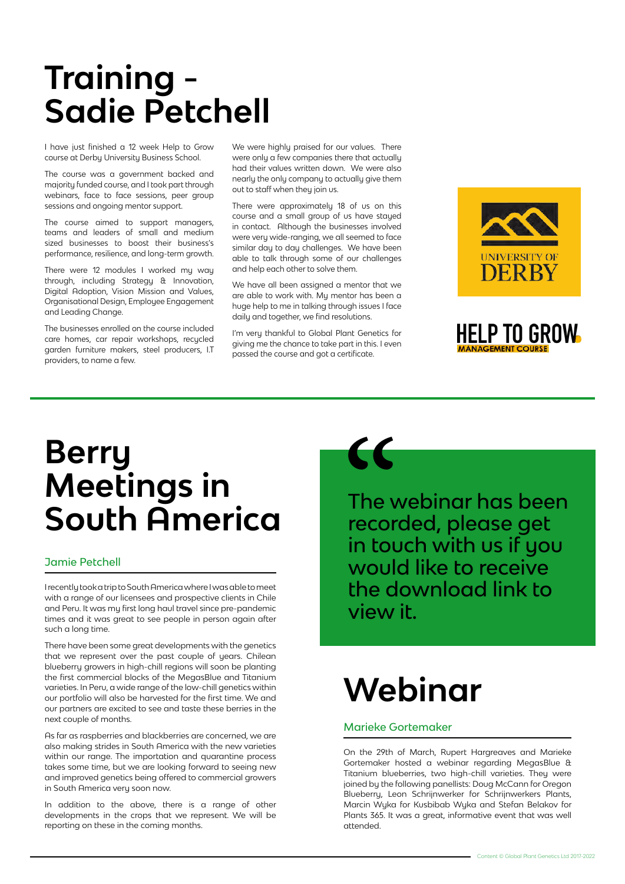# Training - Sadie Petchell

I have just finished a 12 week Help to Grow course at Derby University Business School.

The course was a government backed and majority funded course, and I took part through webinars, face to face sessions, peer group sessions and ongoing mentor support.

The course aimed to support managers, teams and leaders of small and medium sized businesses to boost their business's performance, resilience, and long-term growth.

There were 12 modules I worked my way through, including Strategy & Innovation, Digital Adoption, Vision Mission and Values, Organisational Design, Employee Engagement and Leading Change.

The businesses enrolled on the course included care homes, car repair workshops, recycled garden furniture makers, steel producers, I.T providers, to name a few.

We were highly praised for our values. There were only a few companies there that actually had their values written down. We were also nearly the only company to actually give them out to staff when they join us.

There were approximately 18 of us on this course and a small group of us have stayed in contact. Although the businesses involved were very wide-ranging, we all seemed to face similar day to day challenges. We have been able to talk through some of our challenges and help each other to solve them.

We have all been assigned a mentor that we are able to work with. My mentor has been a huge help to me in talking through issues I face daily and together, we find resolutions.

I'm very thankful to Global Plant Genetics for giving me the chance to take part in this. I even passed the course and got a certificate.

UNIVERSITY OF DERBY

HELP TO GROW MANAGEMENT COURSE

# Berry Meetings in South America

## Jamie Petchell

I recently took a trip to South America where I was able to meet with a range of our licensees and prospective clients in Chile and Peru. It was my first long haul travel since pre-pandemic times and it was great to see people in person again after such a long time.

There have been some great developments with the genetics that we represent over the past couple of years. Chilean blueberry growers in high-chill regions will soon be planting the first commercial blocks of the MegasBlue and Titanium varieties. In Peru, a wide range of the low-chill genetics within our portfolio will also be harvested for the first time. We and our partners are excited to see and taste these berries in the next couple of months.

As far as raspberries and blackberries are concerned, we are also making strides in South America with the new varieties within our range. The importation and quarantine process takes some time, but we are looking forward to seeing new and improved genetics being offered to commercial growers in South America very soon now.

In addition to the above, there is a range of other developments in the crops that we represent. We will be reporting on these in the coming months.

> "The webinar has been recorded, please get in touch with us if you would like to receive the download link to view it.

# Webinar

## Marieke Gortemaker

On the 29th of March, Rupert Hargreaves and Marieke Gortemaker hosted a webinar regarding MegasBlue & Titanium blueberries, two high-chill varieties. They were joined by the following panellists: Doug McCann for Oregon Blueberry, Leon Schrijnwerker for Schrijnwerkers Plants, Marcin Wyka for Kusbibab Wyka and Stefan Belakov for Plants 365. It was a great, informative event that was well attended.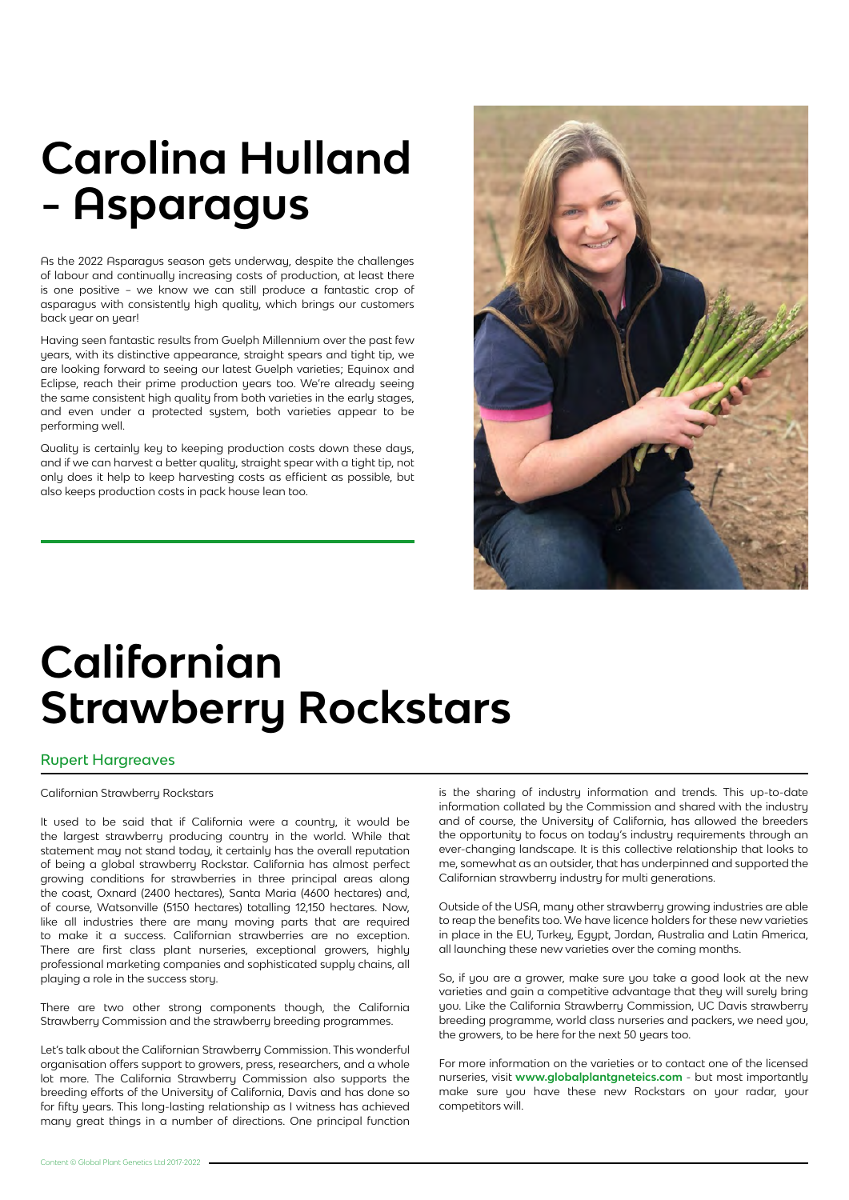# Carolina Hulland - Asparagus

As the 2022 Asparagus season gets underway, despite the challenges of labour and continually increasing costs of production, at least there is one positive – we know we can still produce a fantastic crop of asparagus with consistently high quality, which brings our customers back year on year!

Having seen fantastic results from Guelph Millennium over the past few years, with its distinctive appearance, straight spears and tight tip, we are looking forward to seeing our latest Guelph varieties; Equinox and Eclipse, reach their prime production years too. We're already seeing the same consistent high quality from both varieties in the early stages, and even under a protected system, both varieties appear to be performing well.

Quality is certainly key to keeping production costs down these days, and if we can harvest a better quality, straight spear with a tight tip, not only does it help to keep harvesting costs as efficient as possible, but also keeps production costs in pack house lean too.

# Californian Strawberry Rockstars

## Rupert Hargreaves

Californian Strawberry Rockstars

It used to be said that if California were a country, it would be the largest strawberry producing country in the world. While that statement may not stand today, it certainly has the overall reputation of being a global strawberry Rockstar. California has almost perfect growing conditions for strawberries in three principal areas along the coast, Oxnard (2400 hectares), Santa Maria (4600 hectares) and, of course, Watsonville (5150 hectares) totalling 12,150 hectares. Now, like all industries there are many moving parts that are required to make it a success. Californian strawberries are no exception. There are first class plant nurseries, exceptional growers, highly professional marketing companies and sophisticated supply chains, all playing a role in the success story.

There are two other strong components though, the California Strawberry Commission and the strawberry breeding programmes.

Let's talk about the Californian Strawberry Commission. This wonderful organisation offers support to growers, press, researchers, and a whole lot more. The California Strawberry Commission also supports the breeding efforts of the University of California, Davis and has done so for fifty years. This long-lasting relationship as I witness has achieved many great things in a number of directions. One principal function is the sharing of industry information and trends. This up-to-date information collated by the Commission and shared with the industry and of course, the University of California, has allowed the breeders the opportunity to focus on today's industry requirements through an ever-changing landscape. It is this collective relationship that looks to me, somewhat as an outsider, that has underpinned and supported the Californian strawberry industry for multi generations.

Outside of the USA, many other strawberry growing industries are able to reap the benefits too. We have licence holders for these new varieties in place in the EU, Turkey, Egypt, Jordan, Australia and Latin America, all launching these new varieties over the coming months.

So, if you are a grower, make sure you take a good look at the new varieties and gain a competitive advantage that they will surely bring you. Like the California Strawberry Commission, UC Davis strawberry breeding programme, world class nurseries and packers, we need you, the growers, to be here for the next 50 years too.

For more information on the varieties or to contact one of the licensed nurseries, visit **www.globalplantgneteics.com** - but most importantly make sure you have these new Rockstars on your radar, your competitors will.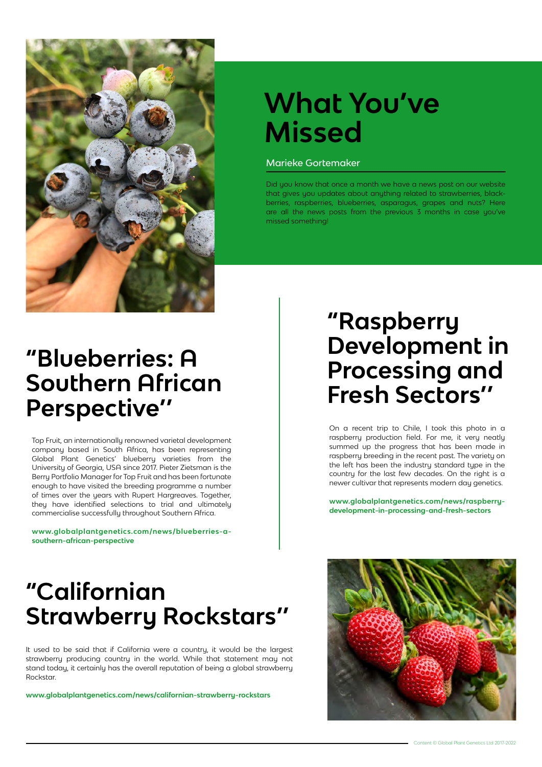# What You've Missed

Marieke Gortemaker

Did you know that once a month we have a news post on our website that gives you updates about anything related to strawberries, blackberries, raspberries, blueberries, asparagus, grapes and nuts? Here are all the news posts from the previous 3 months in case you've missed something!

## "Blueberries: A Southern African Perspective"

Top Fruit, an internationally renowned varietal development company based in South Africa, has been representing Global Plant Genetics' blueberry varieties from the University of Georgia, USA since 2017. Pieter Zietsman is the Berry Portfolio Manager for Top Fruit and has been fortunate enough to have visited the breeding programme a number of times over the years with Rupert Hargreaves. Together, they have identified selections to trial and ultimately commercialise successfully throughout Southern Africa.

**www.globalplantgenetics.com/news/blueberries-a-southern-african-perspective**

## "Raspberry Development in Processing and Fresh Sectors"

On a recent trip to Chile, I took this photo in a raspberry production field. For me, it very neatly summed up the progress that has been made in raspberry breeding in the recent past. The variety on the left has been the industry standard type in the country for the last few decades. On the right is a newer cultivar that represents modern day genetics.

**www.globalplantgenetics.com/news/raspberry-development-in-processing-and-fresh-sectors**

## "Californian Strawberry Rockstars"

It used to be said that if California were a country, it would be the largest strawberry producing country in the world. While that statement may not stand today, it certainly has the overall reputation of being a global strawberry Rockstar.

**www.globalplantgenetics.com/news/californian-strawberry-rockstars**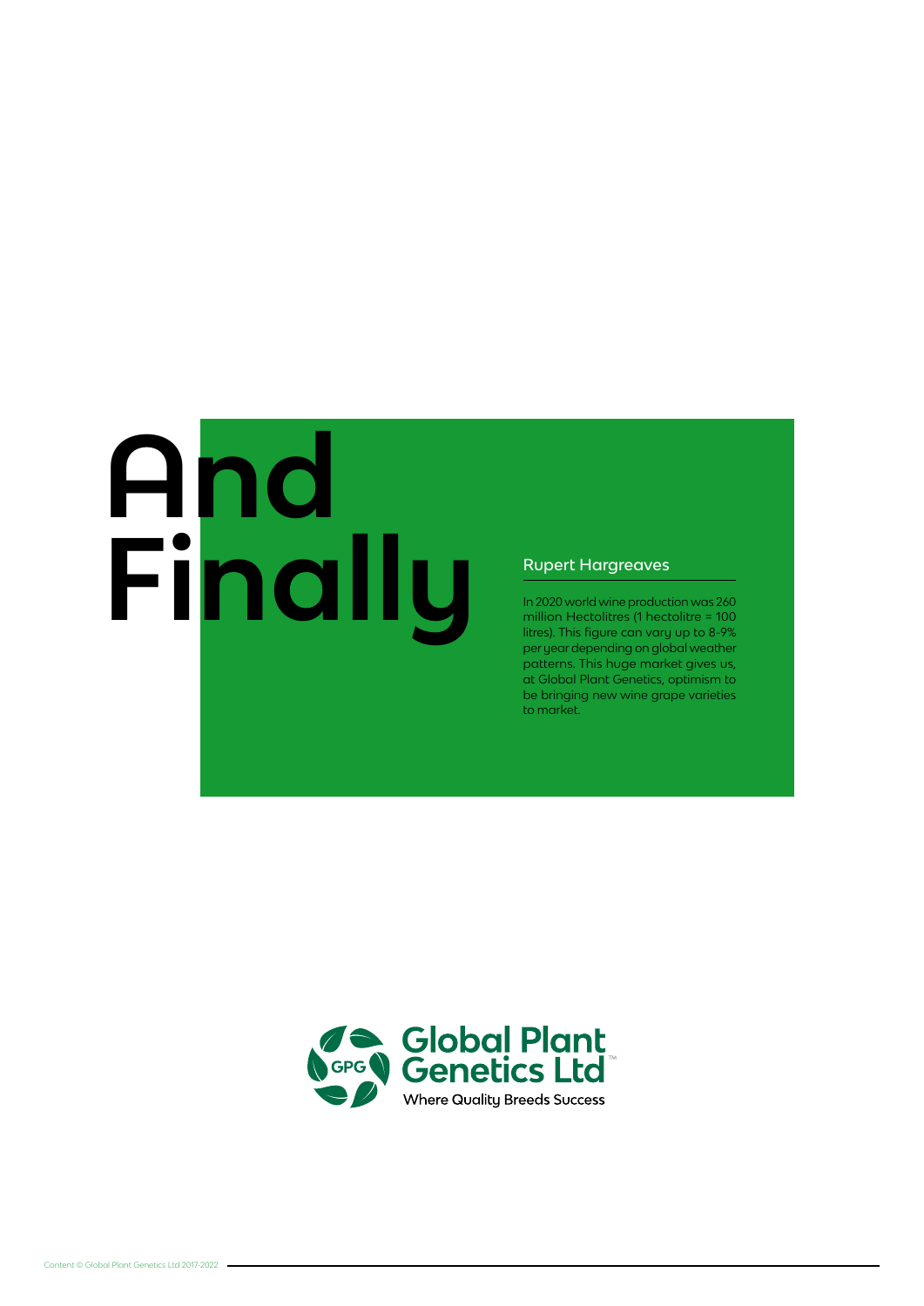# And Finally

## Rupert Hargreaves

In 2020 world wine production was 260 million Hectolitres (1 hectolitre = 100 litres). This figure can vary up to 8-9% per year depending on global weather patterns. This huge market gives us, at Global Plant Genetics, optimism to be bringing new wine grape varieties to market.

Global Plant Genetics Ltd™

Where Quality Breeds Success

Content © Global Plant Genetics Ltd 2017-2022